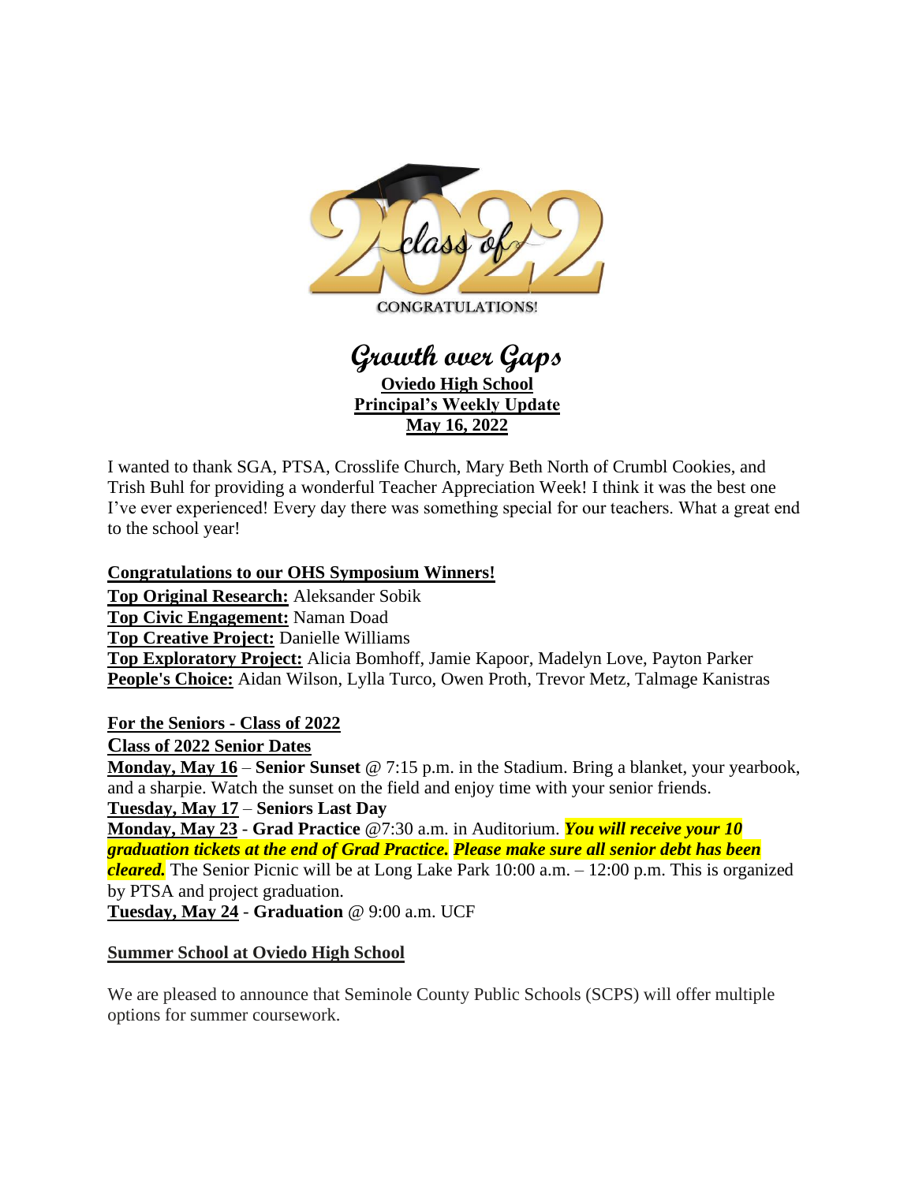CONGRATULATIONS!

# Growth over Gaps

**Oviedo High School**
**Principal's Weekly Update**
**May 16, 2022**

I wanted to thank SGA, PTSA, Crosslife Church, Mary Beth North of Crumbl Cookies, and Trish Buhl for providing a wonderful Teacher Appreciation Week! I think it was the best one I've ever experienced! Every day there was something special for our teachers. What a great end to the school year!

## Congratulations to our OHS Symposium Winners!

**Top Original Research:** Aleksander Sobik
**Top Civic Engagement:** Naman Doad
**Top Creative Project:** Danielle Williams
**Top Exploratory Project:** Alicia Bomhoff, Jamie Kapoor, Madelyn Love, Payton Parker
**People's Choice:** Aidan Wilson, Lylla Turco, Owen Proth, Trevor Metz, Talmage Kanistras

## For the Seniors - Class of 2022

### Class of 2022 Senior Dates

**Monday, May 16** – **Senior Sunset** @ 7:15 p.m. in the Stadium. Bring a blanket, your yearbook, and a sharpie. Watch the sunset on the field and enjoy time with your senior friends.
**Tuesday, May 17** – **Seniors Last Day**
**Monday, May 23** - **Grad Practice** @7:30 a.m. in Auditorium. ***You will receive your 10 graduation tickets at the end of Grad Practice. Please make sure all senior debt has been cleared.*** The Senior Picnic will be at Long Lake Park 10:00 a.m. – 12:00 p.m. This is organized by PTSA and project graduation.
**Tuesday, May 24** - **Graduation** @ 9:00 a.m. UCF

## Summer School at Oviedo High School

We are pleased to announce that Seminole County Public Schools (SCPS) will offer multiple options for summer coursework.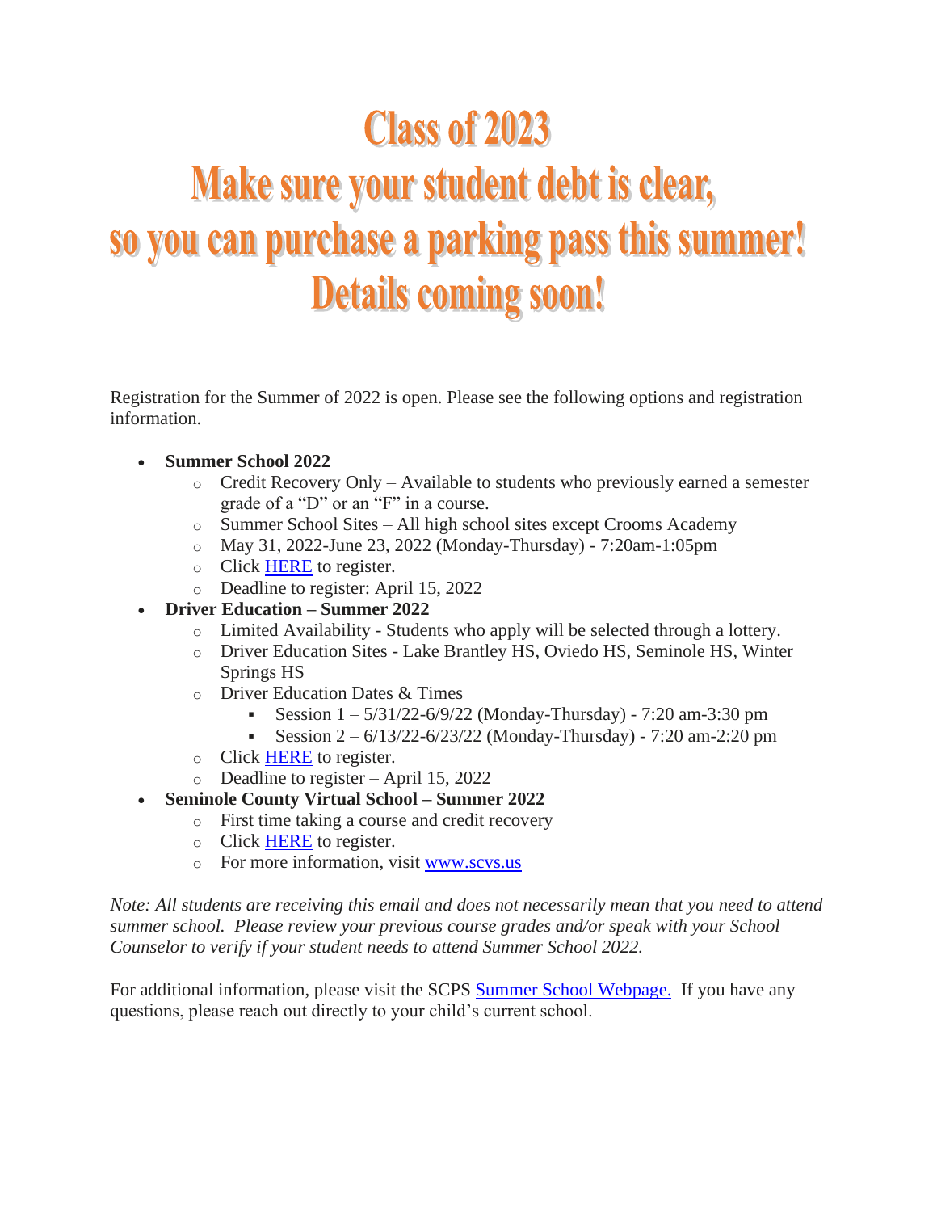# Class of 2023

# Make sure your student debt is clear, so you can purchase a parking pass this summer!

# Details coming soon!

Registration for the Summer of 2022 is open. Please see the following options and registration information.

- **Summer School 2022**
  - Credit Recovery Only – Available to students who previously earned a semester grade of a "D" or an "F" in a course.
  - Summer School Sites – All high school sites except Crooms Academy
  - May 31, 2022-June 23, 2022 (Monday-Thursday) - 7:20am-1:05pm
  - Click HERE to register.
  - Deadline to register: April 15, 2022
- **Driver Education – Summer 2022**
  - Limited Availability - Students who apply will be selected through a lottery.
  - Driver Education Sites - Lake Brantley HS, Oviedo HS, Seminole HS, Winter Springs HS
  - Driver Education Dates & Times
    - Session 1 – 5/31/22-6/9/22 (Monday-Thursday) - 7:20 am-3:30 pm
    - Session 2 – 6/13/22-6/23/22 (Monday-Thursday) - 7:20 am-2:20 pm
  - Click HERE to register.
  - Deadline to register – April 15, 2022
- **Seminole County Virtual School – Summer 2022**
  - First time taking a course and credit recovery
  - Click HERE to register.
  - For more information, visit www.scvs.us

*Note: All students are receiving this email and does not necessarily mean that you need to attend summer school. Please review your previous course grades and/or speak with your School Counselor to verify if your student needs to attend Summer School 2022.*

For additional information, please visit the SCPS Summer School Webpage. If you have any questions, please reach out directly to your child's current school.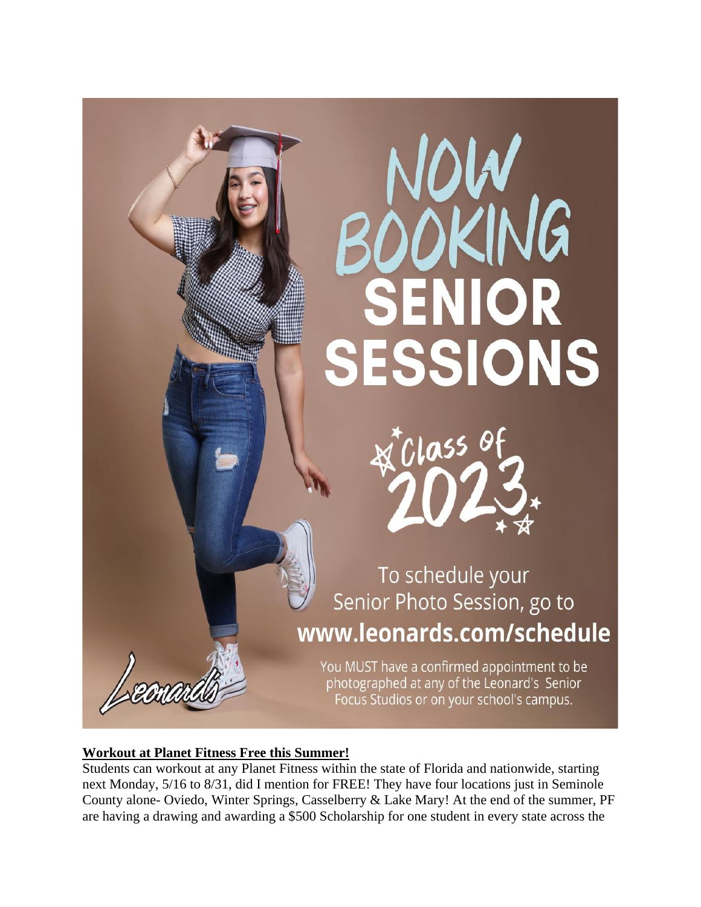# NOW BOOKING SENIOR SESSIONS

Class of 2023

To schedule your Senior Photo Session, go to

**www.leonards.com/schedule**

You MUST have a confirmed appointment to be photographed at any of the Leonard's Senior Focus Studios or on your school's campus.

Leonard's

**Workout at Planet Fitness Free this Summer!**

Students can workout at any Planet Fitness within the state of Florida and nationwide, starting next Monday, 5/16 to 8/31, did I mention for FREE! They have four locations just in Seminole County alone- Oviedo, Winter Springs, Casselberry & Lake Mary! At the end of the summer, PF are having a drawing and awarding a $500 Scholarship for one student in every state across the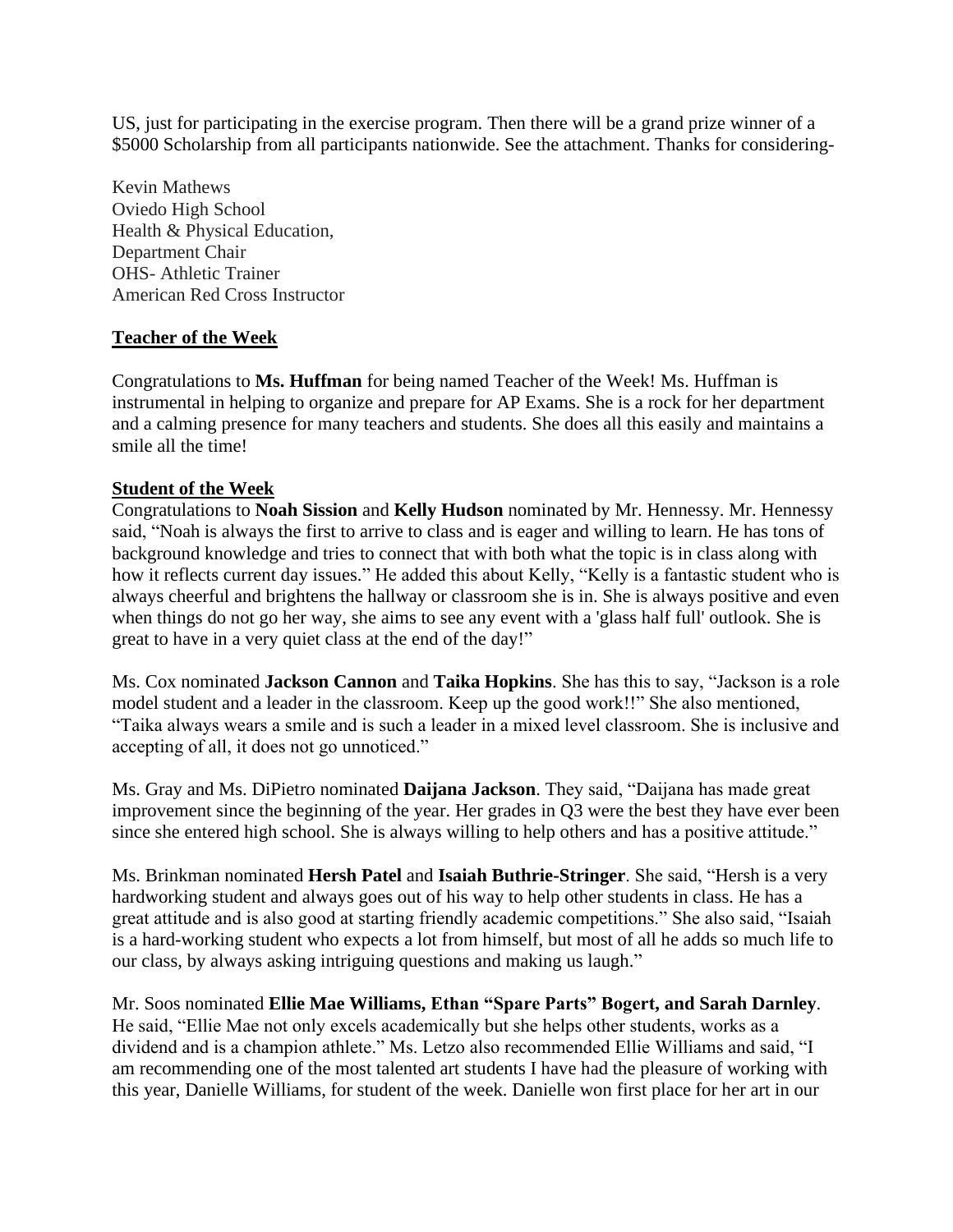US, just for participating in the exercise program. Then there will be a grand prize winner of a $5000 Scholarship from all participants nationwide. See the attachment. Thanks for considering-

Kevin Mathews
Oviedo High School
Health & Physical Education,
Department Chair
OHS- Athletic Trainer
American Red Cross Instructor

## Teacher of the Week

Congratulations to **Ms. Huffman** for being named Teacher of the Week! Ms. Huffman is instrumental in helping to organize and prepare for AP Exams. She is a rock for her department and a calming presence for many teachers and students. She does all this easily and maintains a smile all the time!

## Student of the Week

Congratulations to **Noah Sission** and **Kelly Hudson** nominated by Mr. Hennessy. Mr. Hennessy said, "Noah is always the first to arrive to class and is eager and willing to learn. He has tons of background knowledge and tries to connect that with both what the topic is in class along with how it reflects current day issues." He added this about Kelly, "Kelly is a fantastic student who is always cheerful and brightens the hallway or classroom she is in. She is always positive and even when things do not go her way, she aims to see any event with a 'glass half full' outlook. She is great to have in a very quiet class at the end of the day!"

Ms. Cox nominated **Jackson Cannon** and **Taika Hopkins**. She has this to say, "Jackson is a role model student and a leader in the classroom. Keep up the good work!!" She also mentioned, "Taika always wears a smile and is such a leader in a mixed level classroom. She is inclusive and accepting of all, it does not go unnoticed."

Ms. Gray and Ms. DiPietro nominated **Daijana Jackson**. They said, "Daijana has made great improvement since the beginning of the year. Her grades in Q3 were the best they have ever been since she entered high school. She is always willing to help others and has a positive attitude."

Ms. Brinkman nominated **Hersh Patel** and **Isaiah Buthrie-Stringer**. She said, "Hersh is a very hardworking student and always goes out of his way to help other students in class. He has a great attitude and is also good at starting friendly academic competitions." She also said, "Isaiah is a hard-working student who expects a lot from himself, but most of all he adds so much life to our class, by always asking intriguing questions and making us laugh."

Mr. Soos nominated **Ellie Mae Williams, Ethan "Spare Parts" Bogert, and Sarah Darnley**. He said, "Ellie Mae not only excels academically but she helps other students, works as a dividend and is a champion athlete." Ms. Letzo also recommended Ellie Williams and said, "I am recommending one of the most talented art students I have had the pleasure of working with this year, Danielle Williams, for student of the week. Danielle won first place for her art in our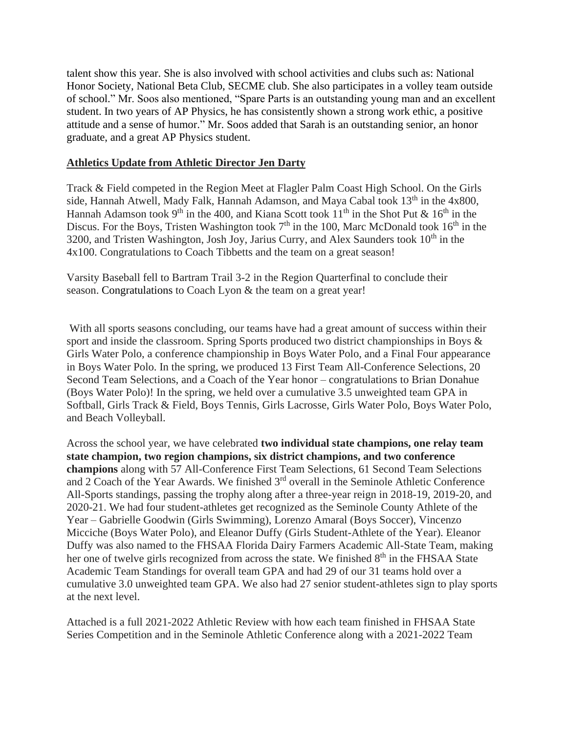talent show this year. She is also involved with school activities and clubs such as: National Honor Society, National Beta Club, SECME club. She also participates in a volley team outside of school." Mr. Soos also mentioned, "Spare Parts is an outstanding young man and an excellent student. In two years of AP Physics, he has consistently shown a strong work ethic, a positive attitude and a sense of humor." Mr. Soos added that Sarah is an outstanding senior, an honor graduate, and a great AP Physics student.

**Athletics Update from Athletic Director Jen Darty**

Track & Field competed in the Region Meet at Flagler Palm Coast High School. On the Girls side, Hannah Atwell, Mady Falk, Hannah Adamson, and Maya Cabal took 13th in the 4x800, Hannah Adamson took 9th in the 400, and Kiana Scott took 11th in the Shot Put & 16th in the Discus. For the Boys, Tristen Washington took 7th in the 100, Marc McDonald took 16th in the 3200, and Tristen Washington, Josh Joy, Jarius Curry, and Alex Saunders took 10th in the 4x100. Congratulations to Coach Tibbetts and the team on a great season!

Varsity Baseball fell to Bartram Trail 3-2 in the Region Quarterfinal to conclude their season. Congratulations to Coach Lyon & the team on a great year!

With all sports seasons concluding, our teams have had a great amount of success within their sport and inside the classroom. Spring Sports produced two district championships in Boys & Girls Water Polo, a conference championship in Boys Water Polo, and a Final Four appearance in Boys Water Polo. In the spring, we produced 13 First Team All-Conference Selections, 20 Second Team Selections, and a Coach of the Year honor – congratulations to Brian Donahue (Boys Water Polo)! In the spring, we held over a cumulative 3.5 unweighted team GPA in Softball, Girls Track & Field, Boys Tennis, Girls Lacrosse, Girls Water Polo, Boys Water Polo, and Beach Volleyball.

Across the school year, we have celebrated **two individual state champions, one relay team state champion, two region champions, six district champions, and two conference champions** along with 57 All-Conference First Team Selections, 61 Second Team Selections and 2 Coach of the Year Awards. We finished 3rd overall in the Seminole Athletic Conference All-Sports standings, passing the trophy along after a three-year reign in 2018-19, 2019-20, and 2020-21. We had four student-athletes get recognized as the Seminole County Athlete of the Year – Gabrielle Goodwin (Girls Swimming), Lorenzo Amaral (Boys Soccer), Vincenzo Micciche (Boys Water Polo), and Eleanor Duffy (Girls Student-Athlete of the Year). Eleanor Duffy was also named to the FHSAA Florida Dairy Farmers Academic All-State Team, making her one of twelve girls recognized from across the state. We finished 8th in the FHSAA State Academic Team Standings for overall team GPA and had 29 of our 31 teams hold over a cumulative 3.0 unweighted team GPA. We also had 27 senior student-athletes sign to play sports at the next level.

Attached is a full 2021-2022 Athletic Review with how each team finished in FHSAA State Series Competition and in the Seminole Athletic Conference along with a 2021-2022 Team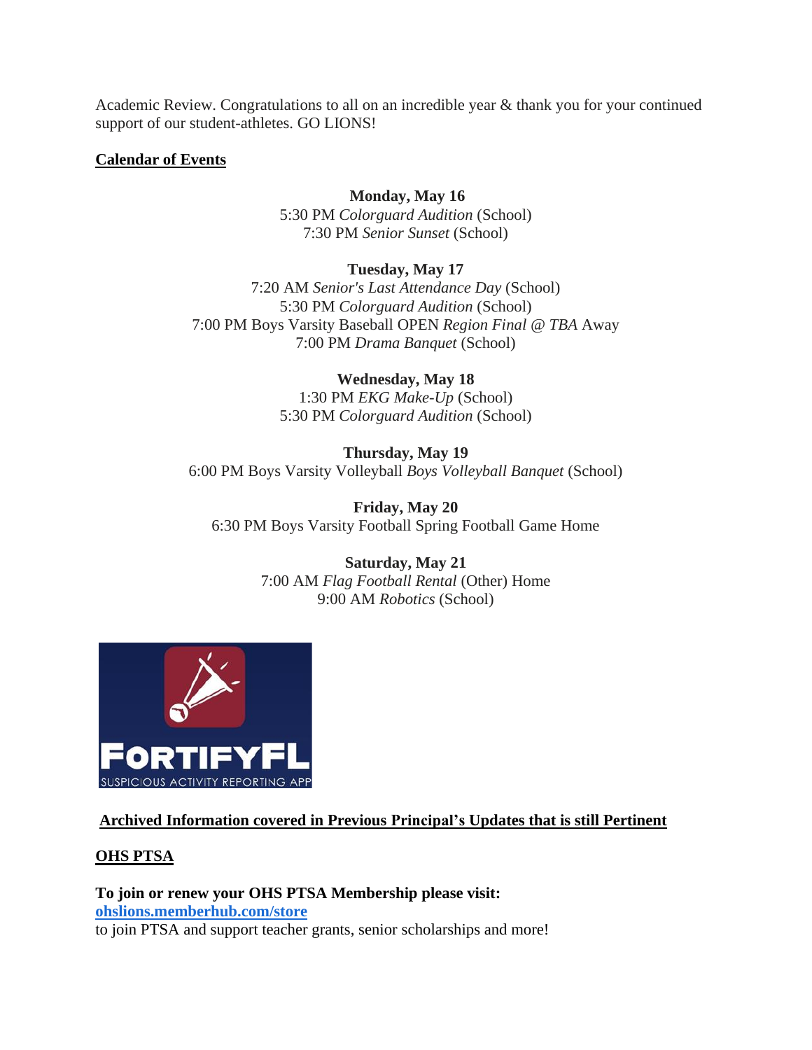Academic Review. Congratulations to all on an incredible year & thank you for your continued support of our student-athletes. GO LIONS!

**Calendar of Events**

**Monday, May 16**
5:30 PM *Colorguard Audition* (School)
7:30 PM *Senior Sunset* (School)

**Tuesday, May 17**
7:20 AM *Senior's Last Attendance Day* (School)
5:30 PM *Colorguard Audition* (School)
7:00 PM Boys Varsity Baseball OPEN *Region Final @ TBA* Away
7:00 PM *Drama Banquet* (School)

**Wednesday, May 18**
1:30 PM *EKG Make-Up* (School)
5:30 PM *Colorguard Audition* (School)

**Thursday, May 19**
6:00 PM Boys Varsity Volleyball *Boys Volleyball Banquet* (School)

**Friday, May 20**
6:30 PM Boys Varsity Football Spring Football Game Home

**Saturday, May 21**
7:00 AM *Flag Football Rental* (Other) Home
9:00 AM *Robotics* (School)

FORTIFYFL
SUSPICIOUS ACTIVITY REPORTING APP

**Archived Information covered in Previous Principal's Updates that is still Pertinent**

**OHS PTSA**

**To join or renew your OHS PTSA Membership please visit:**
**ohslions.memberhub.com/store**
to join PTSA and support teacher grants, senior scholarships and more!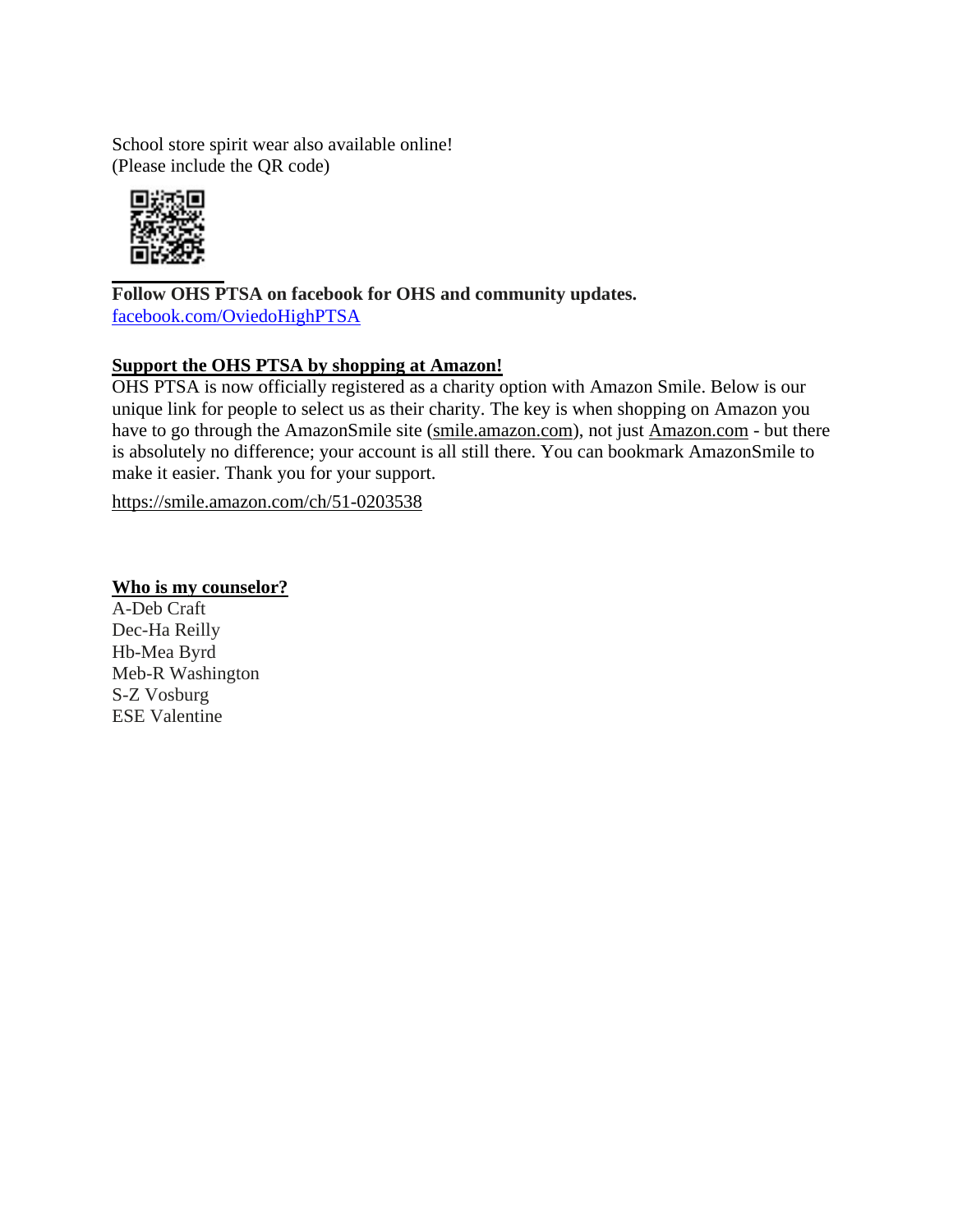School store spirit wear also available online!
(Please include the QR code)

**Follow OHS PTSA on facebook for OHS and community updates.**
facebook.com/OviedoHighPTSA

**Support the OHS PTSA by shopping at Amazon!**

OHS PTSA is now officially registered as a charity option with Amazon Smile. Below is our unique link for people to select us as their charity. The key is when shopping on Amazon you have to go through the AmazonSmile site (smile.amazon.com), not just Amazon.com - but there is absolutely no difference; your account is all still there. You can bookmark AmazonSmile to make it easier. Thank you for your support.

https://smile.amazon.com/ch/51-0203538

**Who is my counselor?**

A-Deb Craft
Dec-Ha Reilly
Hb-Mea Byrd
Meb-R Washington
S-Z Vosburg
ESE Valentine